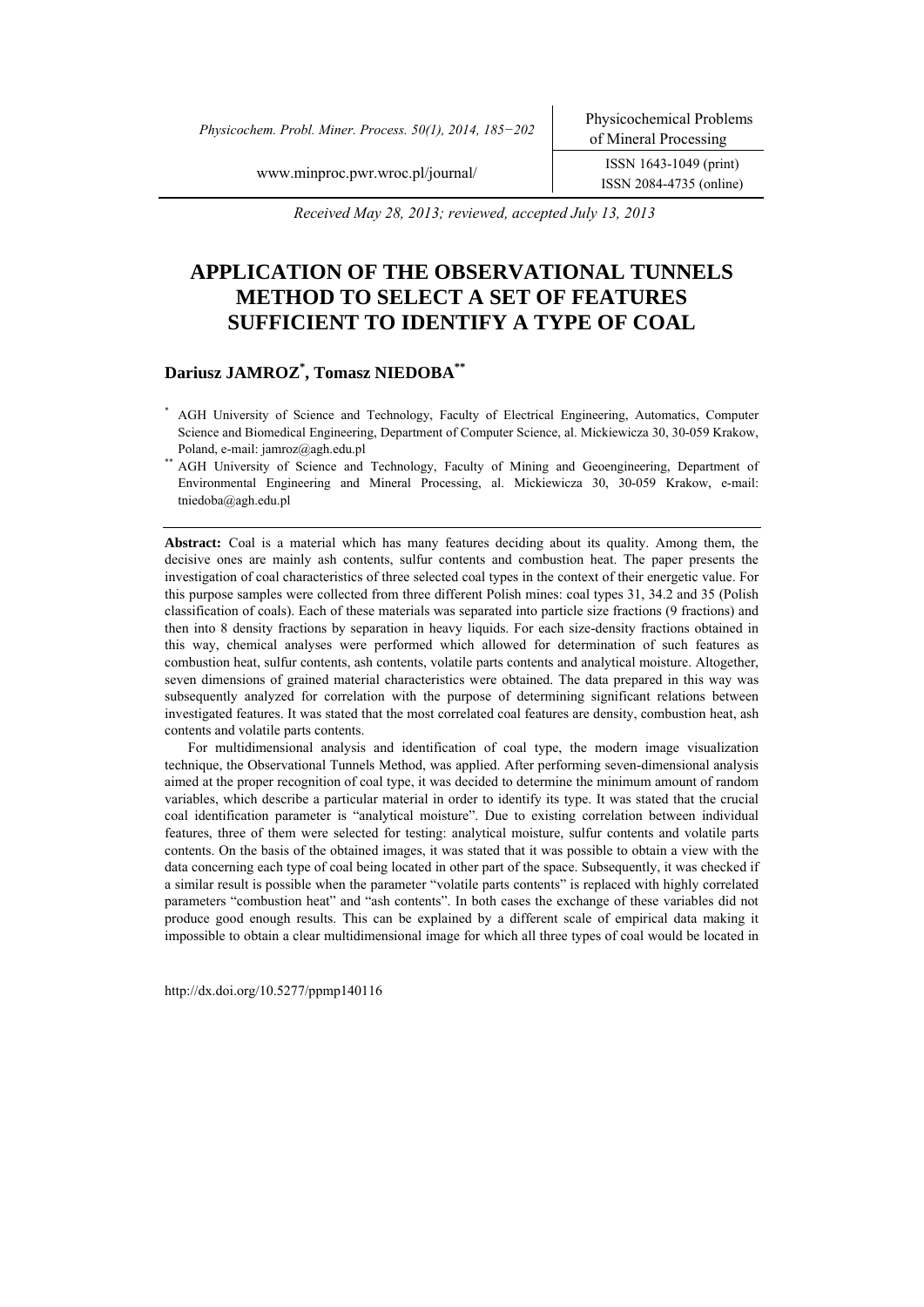Received May 28, 2013; reviewed, accepted July 13, 2013

# APPLICATION OF THE OBSERVATIONAL TUNNELS METHOD TO SELECT A SET OF FEATURES SUFFICIENT TO IDENTIFY A TYPE OF COAL

**Dariusz JAMROZ[*], Tomasz NIEDOBA[**]**

[*] AGH University of Science and Technology, Faculty of Electrical Engineering, Automatics, Computer Science and Biomedical Engineering, Department of Computer Science, al. Mickiewicza 30, 30-059 Krakow, Poland, e-mail: jamroz@agh.edu.pl

[**] AGH University of Science and Technology, Faculty of Mining and Geoengineering, Department of Environmental Engineering and Mineral Processing, al. Mickiewicza 30, 30-059 Krakow, e-mail: tniedoba@agh.edu.pl

**Abstract:** Coal is a material which has many features deciding about its quality. Among them, the decisive ones are mainly ash contents, sulfur contents and combustion heat. The paper presents the investigation of coal characteristics of three selected coal types in the context of their energetic value. For this purpose samples were collected from three different Polish mines: coal types 31, 34.2 and 35 (Polish classification of coals). Each of these materials was separated into particle size fractions (9 fractions) and then into 8 density fractions by separation in heavy liquids. For each size-density fractions obtained in this way, chemical analyses were performed which allowed for determination of such features as combustion heat, sulfur contents, ash contents, volatile parts contents and analytical moisture. Altogether, seven dimensions of grained material characteristics were obtained. The data prepared in this way was subsequently analyzed for correlation with the purpose of determining significant relations between investigated features. It was stated that the most correlated coal features are density, combustion heat, ash contents and volatile parts contents.

For multidimensional analysis and identification of coal type, the modern image visualization technique, the Observational Tunnels Method, was applied. After performing seven-dimensional analysis aimed at the proper recognition of coal type, it was decided to determine the minimum amount of random variables, which describe a particular material in order to identify its type. It was stated that the crucial coal identification parameter is "analytical moisture". Due to existing correlation between individual features, three of them were selected for testing: analytical moisture, sulfur contents and volatile parts contents. On the basis of the obtained images, it was stated that it was possible to obtain a view with the data concerning each type of coal being located in other part of the space. Subsequently, it was checked if a similar result is possible when the parameter "volatile parts contents" is replaced with highly correlated parameters "combustion heat" and "ash contents". In both cases the exchange of these variables did not produce good enough results. This can be explained by a different scale of empirical data making it impossible to obtain a clear multidimensional image for which all three types of coal would be located in

http://dx.doi.org/10.5277/ppmp140116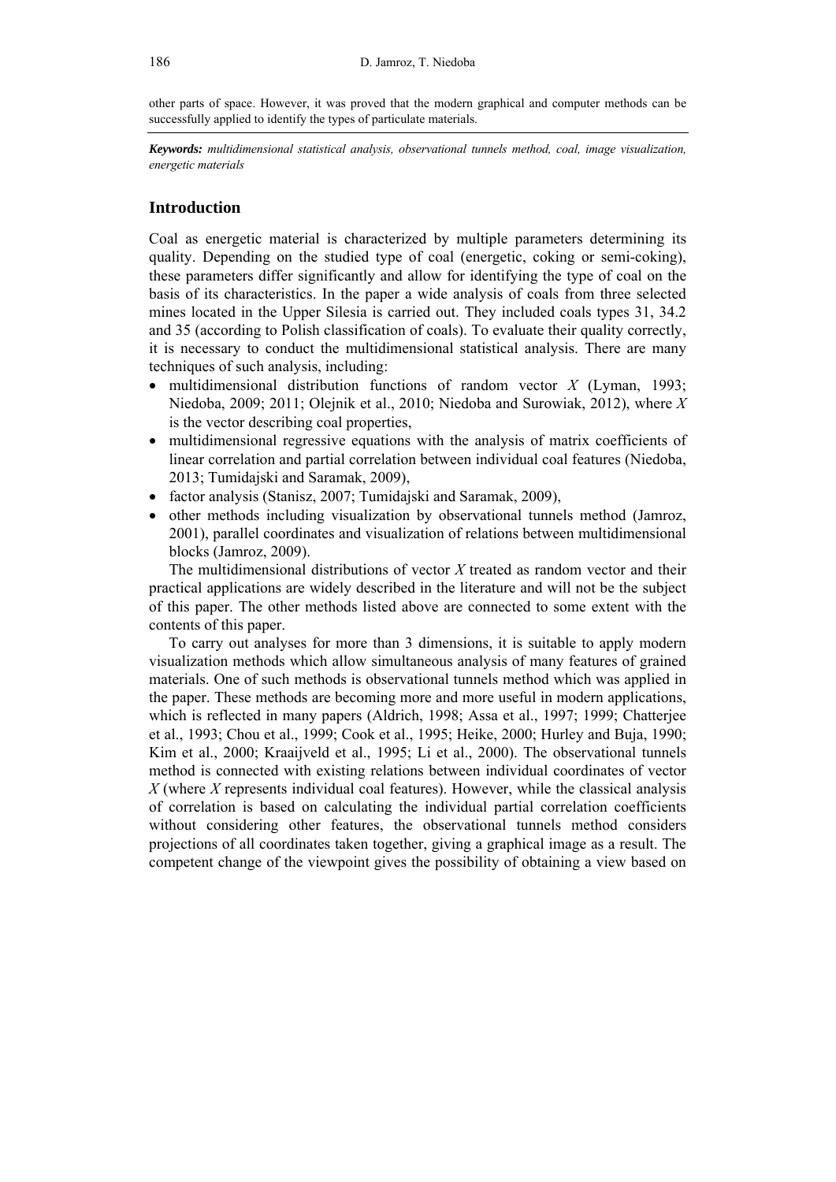other parts of space. However, it was proved that the modern graphical and computer methods can be successfully applied to identify the types of particulate materials.

***Keywords:*** *multidimensional statistical analysis, observational tunnels method, coal, image visualization, energetic materials*

## Introduction

Coal as energetic material is characterized by multiple parameters determining its quality. Depending on the studied type of coal (energetic, coking or semi-coking), these parameters differ significantly and allow for identifying the type of coal on the basis of its characteristics. In the paper a wide analysis of coals from three selected mines located in the Upper Silesia is carried out. They included coals types 31, 34.2 and 35 (according to Polish classification of coals). To evaluate their quality correctly, it is necessary to conduct the multidimensional statistical analysis. There are many techniques of such analysis, including:

- multidimensional distribution functions of random vector $X$ (Lyman, 1993; Niedoba, 2009; 2011; Olejnik et al., 2010; Niedoba and Surowiak, 2012), where $X$ is the vector describing coal properties,
- multidimensional regressive equations with the analysis of matrix coefficients of linear correlation and partial correlation between individual coal features (Niedoba, 2013; Tumidajski and Saramak, 2009),
- factor analysis (Stanisz, 2007; Tumidajski and Saramak, 2009),
- other methods including visualization by observational tunnels method (Jamroz, 2001), parallel coordinates and visualization of relations between multidimensional blocks (Jamroz, 2009).

The multidimensional distributions of vector $X$ treated as random vector and their practical applications are widely described in the literature and will not be the subject of this paper. The other methods listed above are connected to some extent with the contents of this paper.

To carry out analyses for more than 3 dimensions, it is suitable to apply modern visualization methods which allow simultaneous analysis of many features of grained materials. One of such methods is observational tunnels method which was applied in the paper. These methods are becoming more and more useful in modern applications, which is reflected in many papers (Aldrich, 1998; Assa et al., 1997; 1999; Chatterjee et al., 1993; Chou et al., 1999; Cook et al., 1995; Heike, 2000; Hurley and Buja, 1990; Kim et al., 2000; Kraaijveld et al., 1995; Li et al., 2000). The observational tunnels method is connected with existing relations between individual coordinates of vector $X$ (where $X$ represents individual coal features). However, while the classical analysis of correlation is based on calculating the individual partial correlation coefficients without considering other features, the observational tunnels method considers projections of all coordinates taken together, giving a graphical image as a result. The competent change of the viewpoint gives the possibility of obtaining a view based on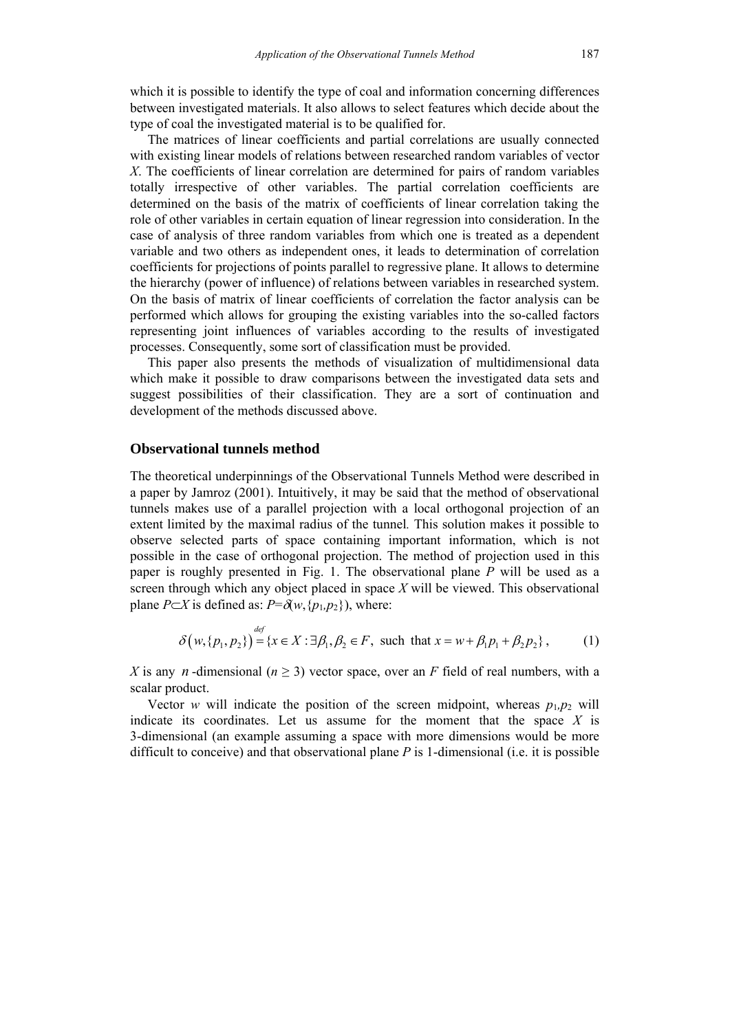which it is possible to identify the type of coal and information concerning differences between investigated materials. It also allows to select features which decide about the type of coal the investigated material is to be qualified for.

The matrices of linear coefficients and partial correlations are usually connected with existing linear models of relations between researched random variables of vector *X*. The coefficients of linear correlation are determined for pairs of random variables totally irrespective of other variables. The partial correlation coefficients are determined on the basis of the matrix of coefficients of linear correlation taking the role of other variables in certain equation of linear regression into consideration. In the case of analysis of three random variables from which one is treated as a dependent variable and two others as independent ones, it leads to determination of correlation coefficients for projections of points parallel to regressive plane. It allows to determine the hierarchy (power of influence) of relations between variables in researched system. On the basis of matrix of linear coefficients of correlation the factor analysis can be performed which allows for grouping the existing variables into the so-called factors representing joint influences of variables according to the results of investigated processes. Consequently, some sort of classification must be provided.

This paper also presents the methods of visualization of multidimensional data which make it possible to draw comparisons between the investigated data sets and suggest possibilities of their classification. They are a sort of continuation and development of the methods discussed above.

## Observational tunnels method

The theoretical underpinnings of the Observational Tunnels Method were described in a paper by Jamroz (2001). Intuitively, it may be said that the method of observational tunnels makes use of a parallel projection with a local orthogonal projection of an extent limited by the maximal radius of the tunnel*.* This solution makes it possible to observe selected parts of space containing important information, which is not possible in the case of orthogonal projection. The method of projection used in this paper is roughly presented in Fig. 1. The observational plane *P* will be used as a screen through which any object placed in space *X* will be viewed. This observational plane $P \subset X$ is defined as: $P=\delta(w,\{p_1,p_2\})$, where:

$$\delta\left(w,\{p_1,p_2\}\right) \overset{def}{=} \{x \in X : \exists \beta_1, \beta_2 \in F, \text{ such that } x = w + \beta_1 p_1 + \beta_2 p_2\}, \tag{1}$$

*X* is any $n$-dimensional ($n \geq 3$) vector space, over an *F* field of real numbers, with a scalar product.

Vector $w$ will indicate the position of the screen midpoint, whereas $p_1,p_2$ will indicate its coordinates. Let us assume for the moment that the space *X* is 3-dimensional (an example assuming a space with more dimensions would be more difficult to conceive) and that observational plane *P* is 1-dimensional (i.e. it is possible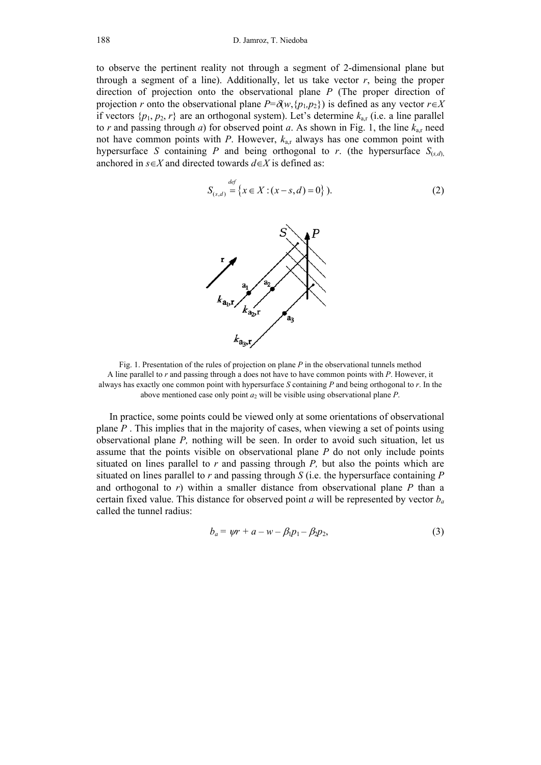to observe the pertinent reality not through a segment of 2-dimensional plane but through a segment of a line). Additionally, let us take vector $r$, being the proper direction of projection onto the observational plane $P$ (The proper direction of projection $r$ onto the observational plane $P=\delta(w,\{p_1,p_2\})$ is defined as any vector $r \in X$ if vectors $\{p_1, p_2, r\}$ are an orthogonal system). Let's determine $k_{a,r}$ (i.e. a line parallel to $r$ and passing through $a$) for observed point $a$. As shown in Fig. 1, the line $k_{a,r}$ need not have common points with $P$. However, $k_{a,r}$ always has one common point with hypersurface $S$ containing $P$ and being orthogonal to $r$. (the hypersurface $S_{(s,d)}$, anchored in $s \in X$ and directed towards $d \in X$ is defined as:

$$S_{(s,d)} \stackrel{def}{=} \{x \in X : (x-s,d)=0\} ). \tag{2}$$

Fig. 1. Presentation of the rules of projection on plane $P$ in the observational tunnels method
A line parallel to $r$ and passing through a does not have to have common points with $P$. However, it always has exactly one common point with hypersurface $S$ containing $P$ and being orthogonal to $r$. In the above mentioned case only point $a_2$ will be visible using observational plane $P$.

In practice, some points could be viewed only at some orientations of observational plane $P$ . This implies that in the majority of cases, when viewing a set of points using observational plane $P$, nothing will be seen. In order to avoid such situation, let us assume that the points visible on observational plane $P$ do not only include points situated on lines parallel to $r$ and passing through $P$, but also the points which are situated on lines parallel to $r$ and passing through $S$ (i.e. the hypersurface containing $P$ and orthogonal to $r$) within a smaller distance from observational plane $P$ than a certain fixed value. This distance for observed point $a$ will be represented by vector $b_a$ called the tunnel radius:

$$b_a = \psi r + a - w - \beta_1 p_1 - \beta_2 p_2, \tag{3}$$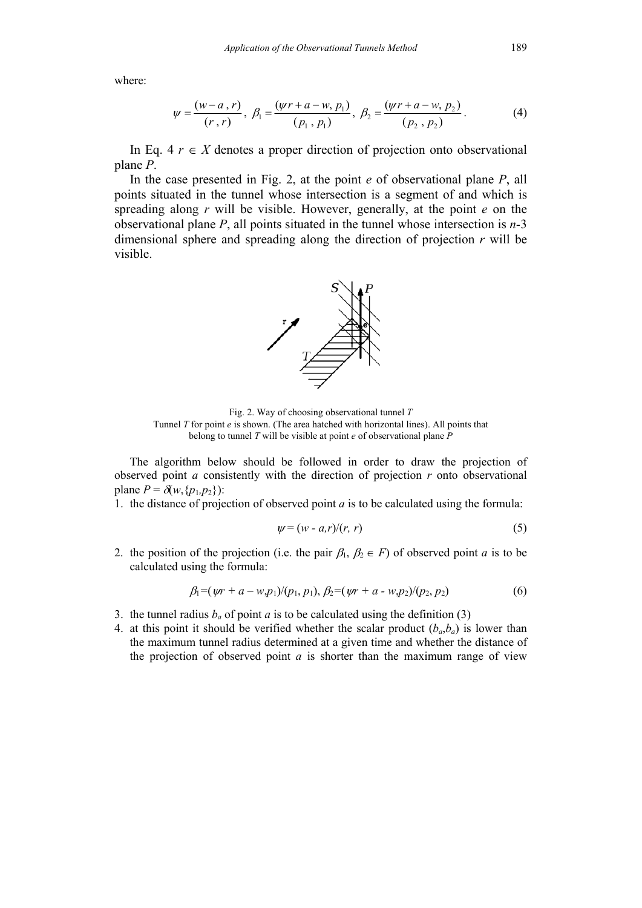where:

$$\psi = \frac{(w - a\,,r)}{(r\,,r)},\;\; \beta_1 = \frac{(\psi r + a - w,\, p_1)}{(p_1\,,p_1)},\;\; \beta_2 = \frac{(\psi r + a - w,\, p_2)}{(p_2\,,p_2)}. \tag{4}$$

In Eq. 4 $r \in X$ denotes a proper direction of projection onto observational plane $P$.

In the case presented in Fig. 2, at the point $e$ of observational plane $P$, all points situated in the tunnel whose intersection is a segment of and which is spreading along $r$ will be visible. However, generally, at the point $e$ on the observational plane $P$, all points situated in the tunnel whose intersection is $n$-3 dimensional sphere and spreading along the direction of projection $r$ will be visible.

Fig. 2. Way of choosing observational tunnel $T$
Tunnel $T$ for point $e$ is shown. (The area hatched with horizontal lines). All points that belong to tunnel $T$ will be visible at point $e$ of observational plane $P$

The algorithm below should be followed in order to draw the projection of observed point $a$ consistently with the direction of projection $r$ onto observational plane $P = \delta(w,\{p_1,p_2\})$:

1. the distance of projection of observed point $a$ is to be calculated using the formula:

$$\psi = (w - a,r)/(r,\, r) \tag{5}$$

2. the position of the projection (i.e. the pair $\beta_1$, $\beta_2 \in F$) of observed point $a$ is to be calculated using the formula:

$$\beta_1=(\psi r + a - w,p_1)/(p_1,\, p_1),\; \beta_2=(\psi r + a - w,p_2)/(p_2,\, p_2) \tag{6}$$

3. the tunnel radius $b_a$ of point $a$ is to be calculated using the definition (3)
4. at this point it should be verified whether the scalar product $(b_a,b_a)$ is lower than the maximum tunnel radius determined at a given time and whether the distance of the projection of observed point $a$ is shorter than the maximum range of view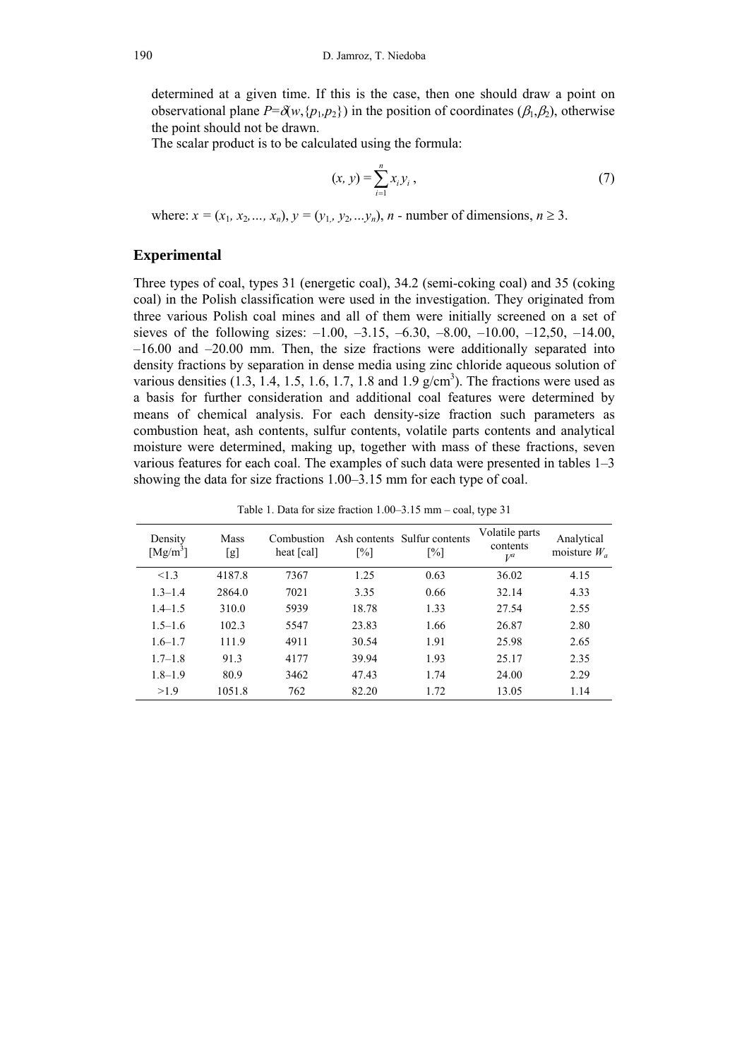determined at a given time. If this is the case, then one should draw a point on observational plane $P=\delta(w,\{p_1,p_2\})$ in the position of coordinates $(\beta_1,\beta_2)$, otherwise the point should not be drawn.

The scalar product is to be calculated using the formula:

$$(x, y) = \sum_{i=1}^{n} x_i y_i \,, \tag{7}$$

where: $x = (x_1, x_2, \ldots, x_n)$, $y = (y_1, y_2, \ldots y_n)$, $n$ - number of dimensions, $n \geq 3$.

## Experimental

Three types of coal, types 31 (energetic coal), 34.2 (semi-coking coal) and 35 (coking coal) in the Polish classification were used in the investigation. They originated from three various Polish coal mines and all of them were initially screened on a set of sieves of the following sizes: –1.00, –3.15, –6.30, –8.00, –10.00, –12,50, –14.00, –16.00 and –20.00 mm. Then, the size fractions were additionally separated into density fractions by separation in dense media using zinc chloride aqueous solution of various densities (1.3, 1.4, 1.5, 1.6, 1.7, 1.8 and 1.9 g/cm$^3$). The fractions were used as a basis for further consideration and additional coal features were determined by means of chemical analysis. For each density-size fraction such parameters as combustion heat, ash contents, sulfur contents, volatile parts contents and analytical moisture were determined, making up, together with mass of these fractions, seven various features for each coal. The examples of such data were presented in tables 1–3 showing the data for size fractions 1.00–3.15 mm for each type of coal.

Table 1. Data for size fraction 1.00–3.15 mm – coal, type 31

| Density [Mg/m$^3$] | Mass [g] | Combustion heat [cal] | Ash contents [%] | Sulfur contents [%] | Volatile parts contents $V^a$ | Analytical moisture $W_a$ |
|---|---|---|---|---|---|---|
| <1.3 | 4187.8 | 7367 | 1.25 | 0.63 | 36.02 | 4.15 |
| 1.3–1.4 | 2864.0 | 7021 | 3.35 | 0.66 | 32.14 | 4.33 |
| 1.4–1.5 | 310.0 | 5939 | 18.78 | 1.33 | 27.54 | 2.55 |
| 1.5–1.6 | 102.3 | 5547 | 23.83 | 1.66 | 26.87 | 2.80 |
| 1.6–1.7 | 111.9 | 4911 | 30.54 | 1.91 | 25.98 | 2.65 |
| 1.7–1.8 | 91.3 | 4177 | 39.94 | 1.93 | 25.17 | 2.35 |
| 1.8–1.9 | 80.9 | 3462 | 47.43 | 1.74 | 24.00 | 2.29 |
| >1.9 | 1051.8 | 762 | 82.20 | 1.72 | 13.05 | 1.14 |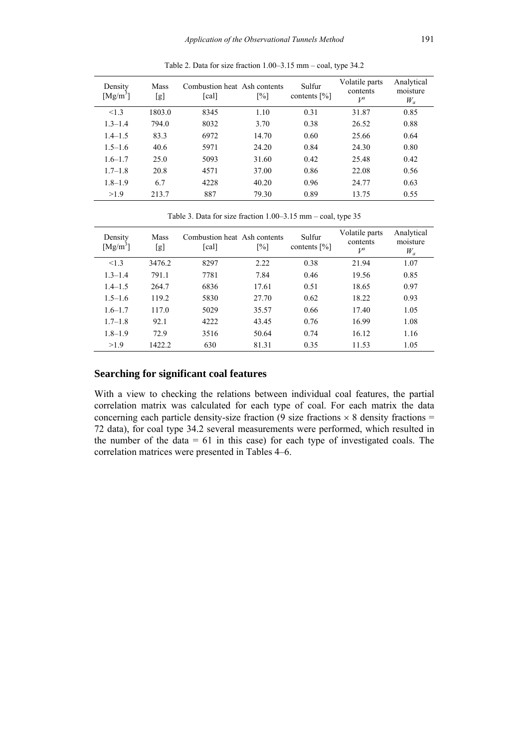Table 2. Data for size fraction 1.00–3.15 mm – coal, type 34.2

| Density [Mg/m$^3$] | Mass [g] | Combustion heat [cal] | Ash contents [%] | Sulfur contents [%] | Volatile parts contents $V^a$ | Analytical moisture $W_a$ |
|---|---|---|---|---|---|---|
| <1.3 | 1803.0 | 8345 | 1.10 | 0.31 | 31.87 | 0.85 |
| 1.3–1.4 | 794.0 | 8032 | 3.70 | 0.38 | 26.52 | 0.88 |
| 1.4–1.5 | 83.3 | 6972 | 14.70 | 0.60 | 25.66 | 0.64 |
| 1.5–1.6 | 40.6 | 5971 | 24.20 | 0.84 | 24.30 | 0.80 |
| 1.6–1.7 | 25.0 | 5093 | 31.60 | 0.42 | 25.48 | 0.42 |
| 1.7–1.8 | 20.8 | 4571 | 37.00 | 0.86 | 22.08 | 0.56 |
| 1.8–1.9 | 6.7 | 4228 | 40.20 | 0.96 | 24.77 | 0.63 |
| >1.9 | 213.7 | 887 | 79.30 | 0.89 | 13.75 | 0.55 |

Table 3. Data for size fraction 1.00–3.15 mm – coal, type 35

| Density [Mg/m$^3$] | Mass [g] | Combustion heat [cal] | Ash contents [%] | Sulfur contents [%] | Volatile parts contents $V^a$ | Analytical moisture $W_a$ |
|---|---|---|---|---|---|---|
| <1.3 | 3476.2 | 8297 | 2.22 | 0.38 | 21.94 | 1.07 |
| 1.3–1.4 | 791.1 | 7781 | 7.84 | 0.46 | 19.56 | 0.85 |
| 1.4–1.5 | 264.7 | 6836 | 17.61 | 0.51 | 18.65 | 0.97 |
| 1.5–1.6 | 119.2 | 5830 | 27.70 | 0.62 | 18.22 | 0.93 |
| 1.6–1.7 | 117.0 | 5029 | 35.57 | 0.66 | 17.40 | 1.05 |
| 1.7–1.8 | 92.1 | 4222 | 43.45 | 0.76 | 16.99 | 1.08 |
| 1.8–1.9 | 72.9 | 3516 | 50.64 | 0.74 | 16.12 | 1.16 |
| >1.9 | 1422.2 | 630 | 81.31 | 0.35 | 11.53 | 1.05 |

## Searching for significant coal features

With a view to checking the relations between individual coal features, the partial correlation matrix was calculated for each type of coal. For each matrix the data concerning each particle density-size fraction (9 size fractions × 8 density fractions = 72 data), for coal type 34.2 several measurements were performed, which resulted in the number of the data = 61 in this case) for each type of investigated coals. The correlation matrices were presented in Tables 4–6.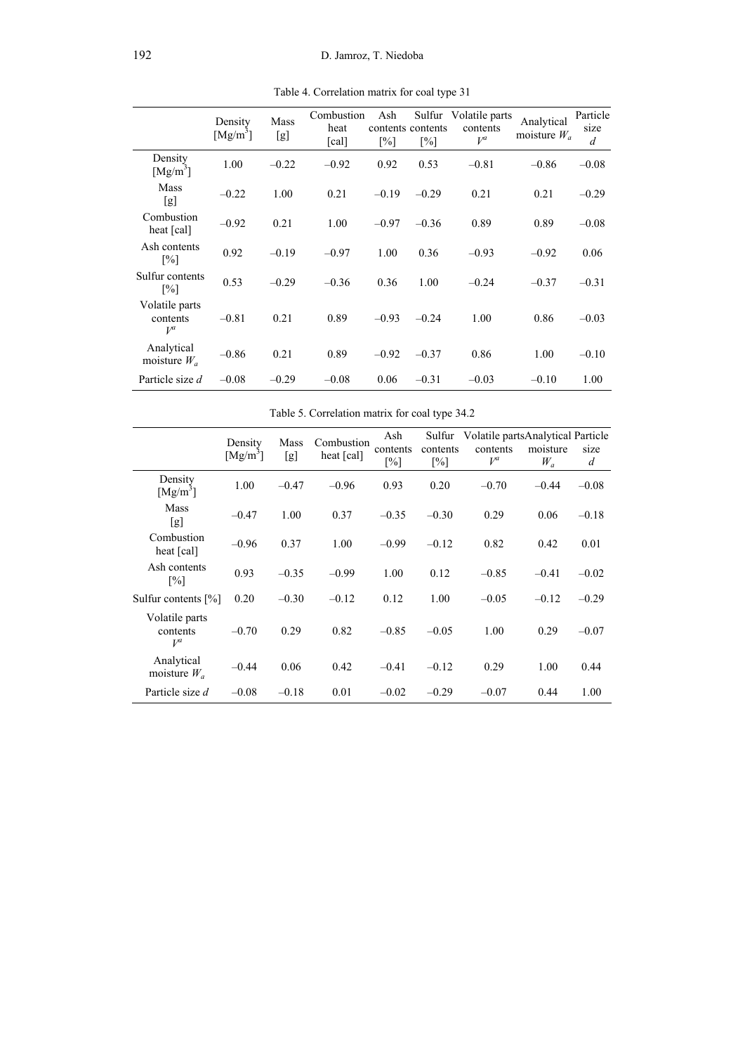Table 4. Correlation matrix for coal type 31

| | Density [Mg/m$^3$] | Mass [g] | Combustion heat [cal] | Ash contents [%] | Sulfur contents [%] | Volatile parts contents $V^a$ | Analytical moisture $W_a$ | Particle size $d$ |
|---|---|---|---|---|---|---|---|---|
| Density [Mg/m$^3$] | 1.00 | –0.22 | –0.92 | 0.92 | 0.53 | –0.81 | –0.86 | –0.08 |
| Mass [g] | –0.22 | 1.00 | 0.21 | –0.19 | –0.29 | 0.21 | 0.21 | –0.29 |
| Combustion heat [cal] | –0.92 | 0.21 | 1.00 | –0.97 | –0.36 | 0.89 | 0.89 | –0.08 |
| Ash contents [%] | 0.92 | –0.19 | –0.97 | 1.00 | 0.36 | –0.93 | –0.92 | 0.06 |
| Sulfur contents [%] | 0.53 | –0.29 | –0.36 | 0.36 | 1.00 | –0.24 | –0.37 | –0.31 |
| Volatile parts contents $V^a$ | –0.81 | 0.21 | 0.89 | –0.93 | –0.24 | 1.00 | 0.86 | –0.03 |
| Analytical moisture $W_a$ | –0.86 | 0.21 | 0.89 | –0.92 | –0.37 | 0.86 | 1.00 | –0.10 |
| Particle size $d$ | –0.08 | –0.29 | –0.08 | 0.06 | –0.31 | –0.03 | –0.10 | 1.00 |

Table 5. Correlation matrix for coal type 34.2

| | Density [Mg/m$^3$] | Mass [g] | Combustion heat [cal] | Ash contents [%] | Sulfur contents [%] | Volatile parts contents $V^a$ | Analytical moisture $W_a$ | Particle size $d$ |
|---|---|---|---|---|---|---|---|---|
| Density [Mg/m$^3$] | 1.00 | –0.47 | –0.96 | 0.93 | 0.20 | –0.70 | –0.44 | –0.08 |
| Mass [g] | –0.47 | 1.00 | 0.37 | –0.35 | –0.30 | 0.29 | 0.06 | –0.18 |
| Combustion heat [cal] | –0.96 | 0.37 | 1.00 | –0.99 | –0.12 | 0.82 | 0.42 | 0.01 |
| Ash contents [%] | 0.93 | –0.35 | –0.99 | 1.00 | 0.12 | –0.85 | –0.41 | –0.02 |
| Sulfur contents [%] | 0.20 | –0.30 | –0.12 | 0.12 | 1.00 | –0.05 | –0.12 | –0.29 |
| Volatile parts contents $V^a$ | –0.70 | 0.29 | 0.82 | –0.85 | –0.05 | 1.00 | 0.29 | –0.07 |
| Analytical moisture $W_a$ | –0.44 | 0.06 | 0.42 | –0.41 | –0.12 | 0.29 | 1.00 | 0.44 |
| Particle size $d$ | –0.08 | –0.18 | 0.01 | –0.02 | –0.29 | –0.07 | 0.44 | 1.00 |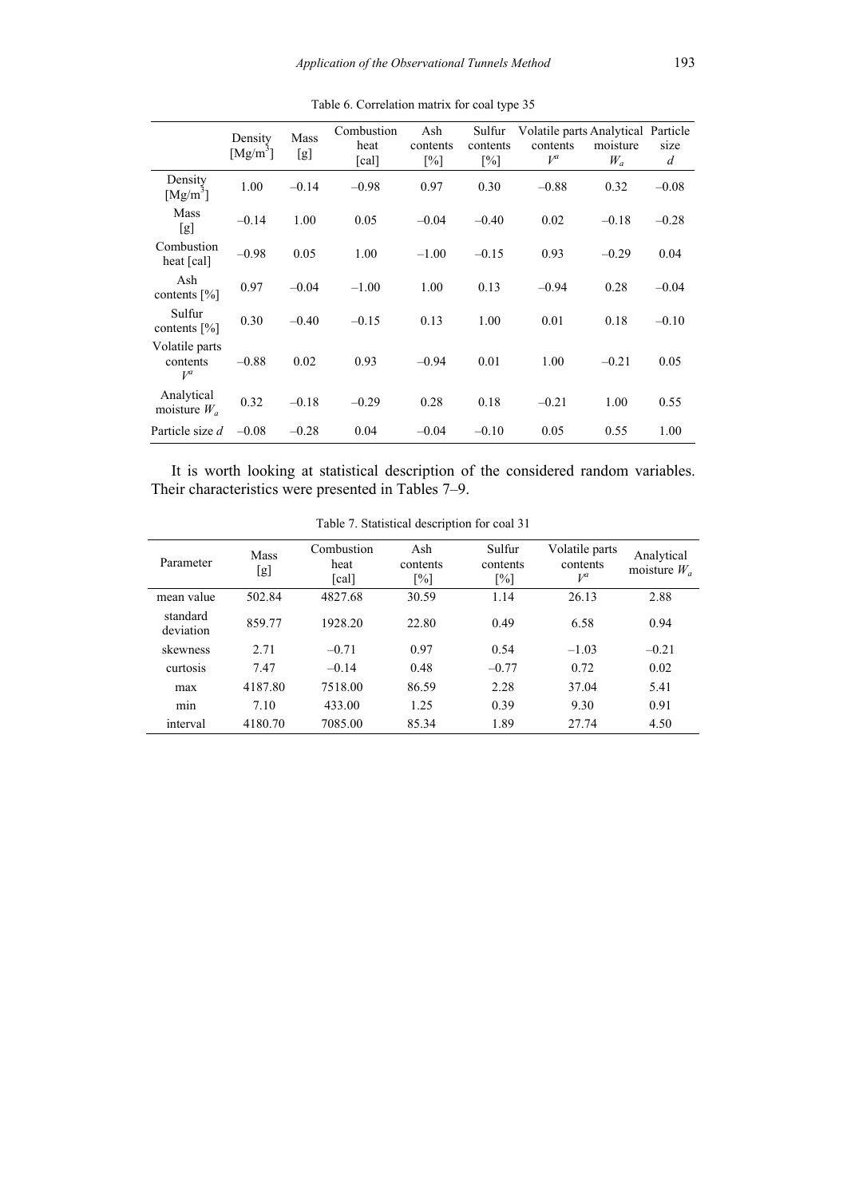Table 6. Correlation matrix for coal type 35

| | Density [$Mg/m^3$] | Mass [g] | Combustion heat [cal] | Ash contents [%] | Sulfur contents [%] | Volatile parts contents $V^a$ | Analytical moisture $W_a$ | Particle size $d$ |
|---|---|---|---|---|---|---|---|---|
| Density [$Mg/m^3$] | 1.00 | –0.14 | –0.98 | 0.97 | 0.30 | –0.88 | 0.32 | –0.08 |
| Mass [g] | –0.14 | 1.00 | 0.05 | –0.04 | –0.40 | 0.02 | –0.18 | –0.28 |
| Combustion heat [cal] | –0.98 | 0.05 | 1.00 | –1.00 | –0.15 | 0.93 | –0.29 | 0.04 |
| Ash contents [%] | 0.97 | –0.04 | –1.00 | 1.00 | 0.13 | –0.94 | 0.28 | –0.04 |
| Sulfur contents [%] | 0.30 | –0.40 | –0.15 | 0.13 | 1.00 | 0.01 | 0.18 | –0.10 |
| Volatile parts contents $V^a$ | –0.88 | 0.02 | 0.93 | –0.94 | 0.01 | 1.00 | –0.21 | 0.05 |
| Analytical moisture $W_a$ | 0.32 | –0.18 | –0.29 | 0.28 | 0.18 | –0.21 | 1.00 | 0.55 |
| Particle size $d$ | –0.08 | –0.28 | 0.04 | –0.04 | –0.10 | 0.05 | 0.55 | 1.00 |

It is worth looking at statistical description of the considered random variables. Their characteristics were presented in Tables 7–9.

Table 7. Statistical description for coal 31

| Parameter | Mass [g] | Combustion heat [cal] | Ash contents [%] | Sulfur contents [%] | Volatile parts contents $V^a$ | Analytical moisture $W_a$ |
|---|---|---|---|---|---|---|
| mean value | 502.84 | 4827.68 | 30.59 | 1.14 | 26.13 | 2.88 |
| standard deviation | 859.77 | 1928.20 | 22.80 | 0.49 | 6.58 | 0.94 |
| skewness | 2.71 | –0.71 | 0.97 | 0.54 | –1.03 | –0.21 |
| curtosis | 7.47 | –0.14 | 0.48 | –0.77 | 0.72 | 0.02 |
| max | 4187.80 | 7518.00 | 86.59 | 2.28 | 37.04 | 5.41 |
| min | 7.10 | 433.00 | 1.25 | 0.39 | 9.30 | 0.91 |
| interval | 4180.70 | 7085.00 | 85.34 | 1.89 | 27.74 | 4.50 |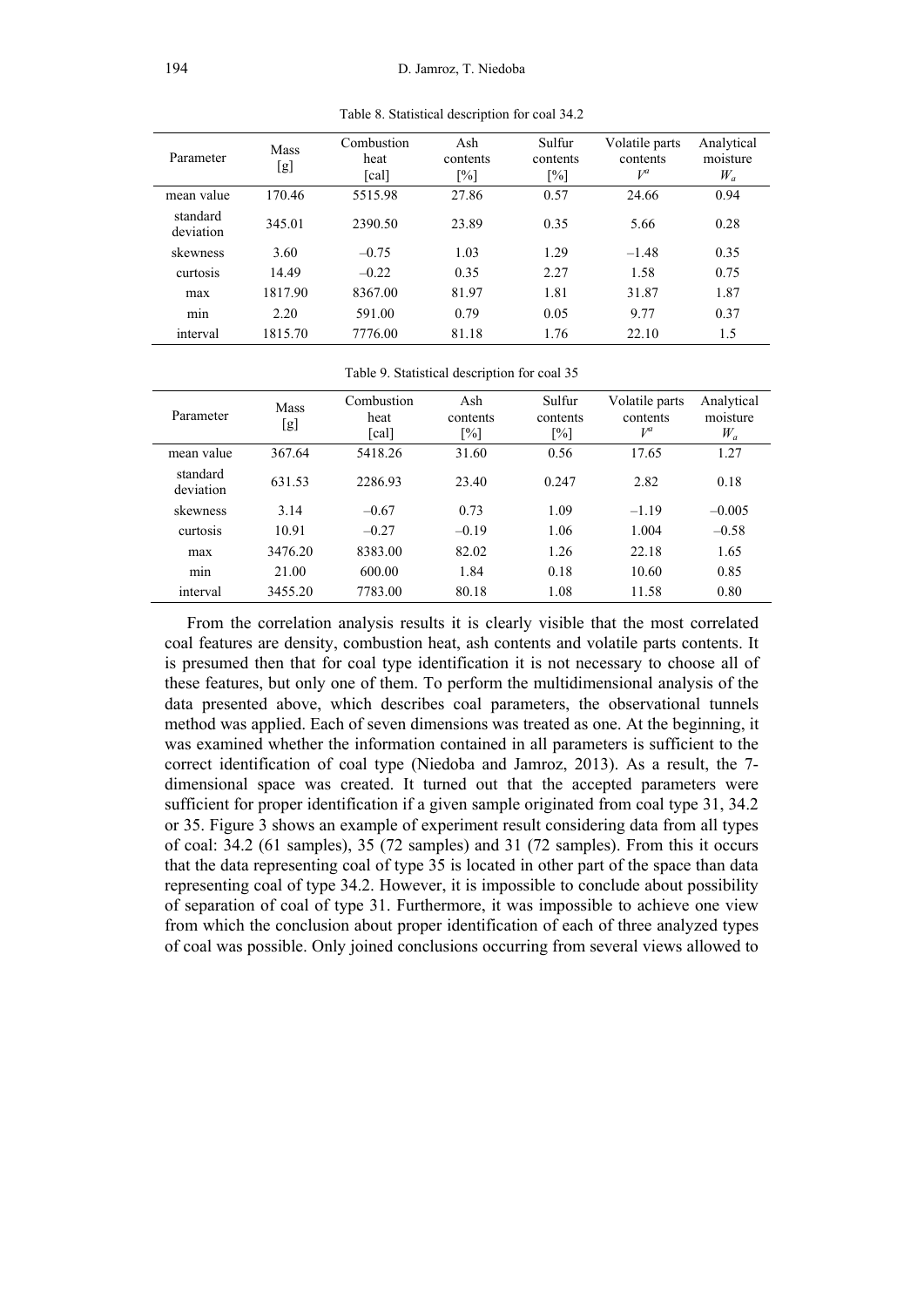Table 8. Statistical description for coal 34.2

| Parameter | Mass [g] | Combustion heat [cal] | Ash contents [%] | Sulfur contents [%] | Volatile parts contents $V^a$ | Analytical moisture $W_a$ |
|---|---|---|---|---|---|---|
| mean value | 170.46 | 5515.98 | 27.86 | 0.57 | 24.66 | 0.94 |
| standard deviation | 345.01 | 2390.50 | 23.89 | 0.35 | 5.66 | 0.28 |
| skewness | 3.60 | –0.75 | 1.03 | 1.29 | –1.48 | 0.35 |
| curtosis | 14.49 | –0.22 | 0.35 | 2.27 | 1.58 | 0.75 |
| max | 1817.90 | 8367.00 | 81.97 | 1.81 | 31.87 | 1.87 |
| min | 2.20 | 591.00 | 0.79 | 0.05 | 9.77 | 0.37 |
| interval | 1815.70 | 7776.00 | 81.18 | 1.76 | 22.10 | 1.5 |

Table 9. Statistical description for coal 35

| Parameter | Mass [g] | Combustion heat [cal] | Ash contents [%] | Sulfur contents [%] | Volatile parts contents $V^a$ | Analytical moisture $W_a$ |
|---|---|---|---|---|---|---|
| mean value | 367.64 | 5418.26 | 31.60 | 0.56 | 17.65 | 1.27 |
| standard deviation | 631.53 | 2286.93 | 23.40 | 0.247 | 2.82 | 0.18 |
| skewness | 3.14 | –0.67 | 0.73 | 1.09 | –1.19 | –0.005 |
| curtosis | 10.91 | –0.27 | –0.19 | 1.06 | 1.004 | –0.58 |
| max | 3476.20 | 8383.00 | 82.02 | 1.26 | 22.18 | 1.65 |
| min | 21.00 | 600.00 | 1.84 | 0.18 | 10.60 | 0.85 |
| interval | 3455.20 | 7783.00 | 80.18 | 1.08 | 11.58 | 0.80 |

From the correlation analysis results it is clearly visible that the most correlated coal features are density, combustion heat, ash contents and volatile parts contents. It is presumed then that for coal type identification it is not necessary to choose all of these features, but only one of them. To perform the multidimensional analysis of the data presented above, which describes coal parameters, the observational tunnels method was applied. Each of seven dimensions was treated as one. At the beginning, it was examined whether the information contained in all parameters is sufficient to the correct identification of coal type (Niedoba and Jamroz, 2013). As a result, the 7-dimensional space was created. It turned out that the accepted parameters were sufficient for proper identification if a given sample originated from coal type 31, 34.2 or 35. Figure 3 shows an example of experiment result considering data from all types of coal: 34.2 (61 samples), 35 (72 samples) and 31 (72 samples). From this it occurs that the data representing coal of type 35 is located in other part of the space than data representing coal of type 34.2. However, it is impossible to conclude about possibility of separation of coal of type 31. Furthermore, it was impossible to achieve one view from which the conclusion about proper identification of each of three analyzed types of coal was possible. Only joined conclusions occurring from several views allowed to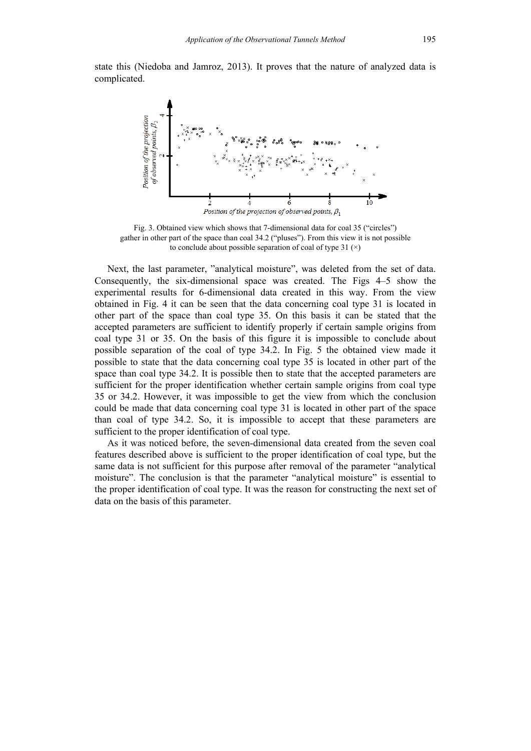state this (Niedoba and Jamroz, 2013). It proves that the nature of analyzed data is complicated.

Fig. 3. Obtained view which shows that 7-dimensional data for coal 35 (“circles”) gather in other part of the space than coal 34.2 (“pluses”). From this view it is not possible to conclude about possible separation of coal of type 31 (×)

Next, the last parameter, ”analytical moisture”, was deleted from the set of data. Consequently, the six-dimensional space was created. The Figs 4–5 show the experimental results for 6-dimensional data created in this way. From the view obtained in Fig. 4 it can be seen that the data concerning coal type 31 is located in other part of the space than coal type 35. On this basis it can be stated that the accepted parameters are sufficient to identify properly if certain sample origins from coal type 31 or 35. On the basis of this figure it is impossible to conclude about possible separation of the coal of type 34.2. In Fig. 5 the obtained view made it possible to state that the data concerning coal type 35 is located in other part of the space than coal type 34.2. It is possible then to state that the accepted parameters are sufficient for the proper identification whether certain sample origins from coal type 35 or 34.2. However, it was impossible to get the view from which the conclusion could be made that data concerning coal type 31 is located in other part of the space than coal of type 34.2. So, it is impossible to accept that these parameters are sufficient to the proper identification of coal type.

As it was noticed before, the seven-dimensional data created from the seven coal features described above is sufficient to the proper identification of coal type, but the same data is not sufficient for this purpose after removal of the parameter “analytical moisture”. The conclusion is that the parameter “analytical moisture” is essential to the proper identification of coal type. It was the reason for constructing the next set of data on the basis of this parameter.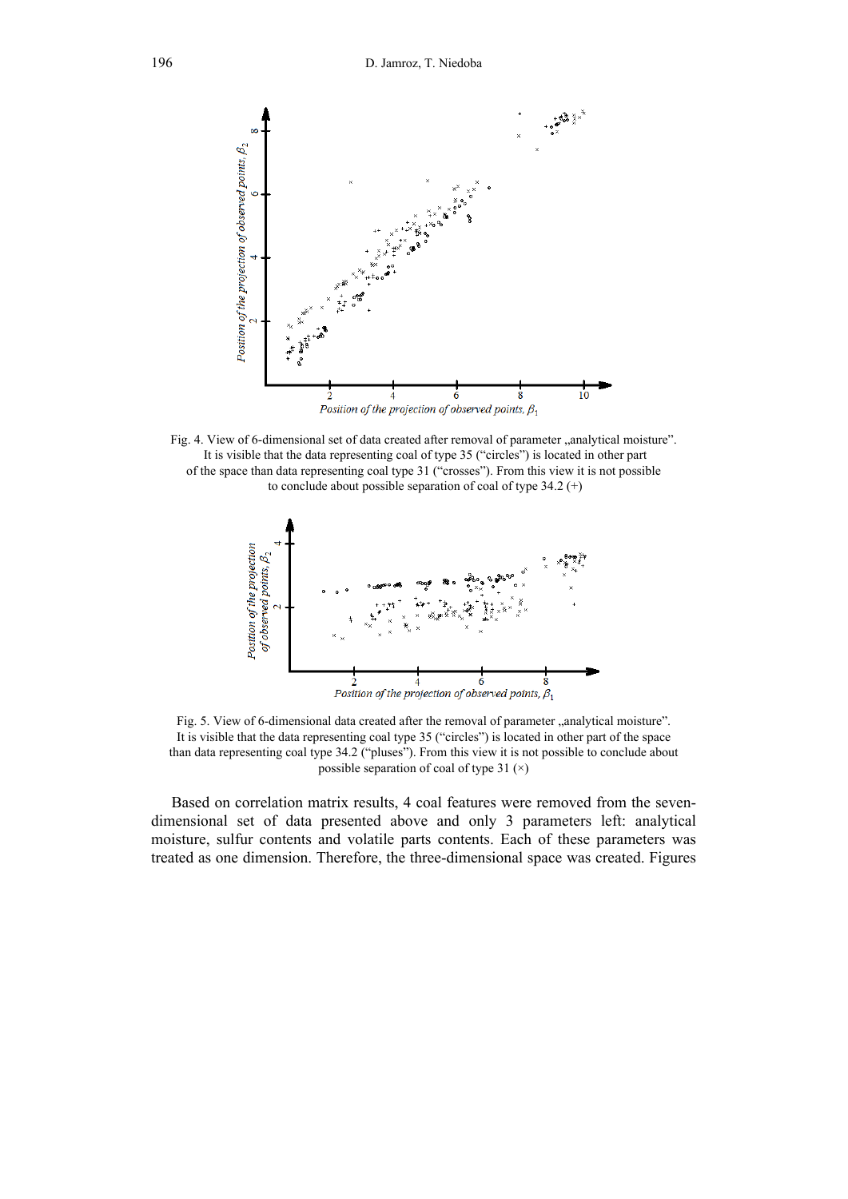Fig. 4. View of 6-dimensional set of data created after removal of parameter „analytical moisture". It is visible that the data representing coal of type 35 ("circles") is located in other part of the space than data representing coal type 31 ("crosses"). From this view it is not possible to conclude about possible separation of coal of type 34.2 (+)

Fig. 5. View of 6-dimensional data created after the removal of parameter „analytical moisture". It is visible that the data representing coal type 35 ("circles") is located in other part of the space than data representing coal type 34.2 ("pluses"). From this view it is not possible to conclude about possible separation of coal of type 31 (×)

Based on correlation matrix results, 4 coal features were removed from the seven-dimensional set of data presented above and only 3 parameters left: analytical moisture, sulfur contents and volatile parts contents. Each of these parameters was treated as one dimension. Therefore, the three-dimensional space was created. Figures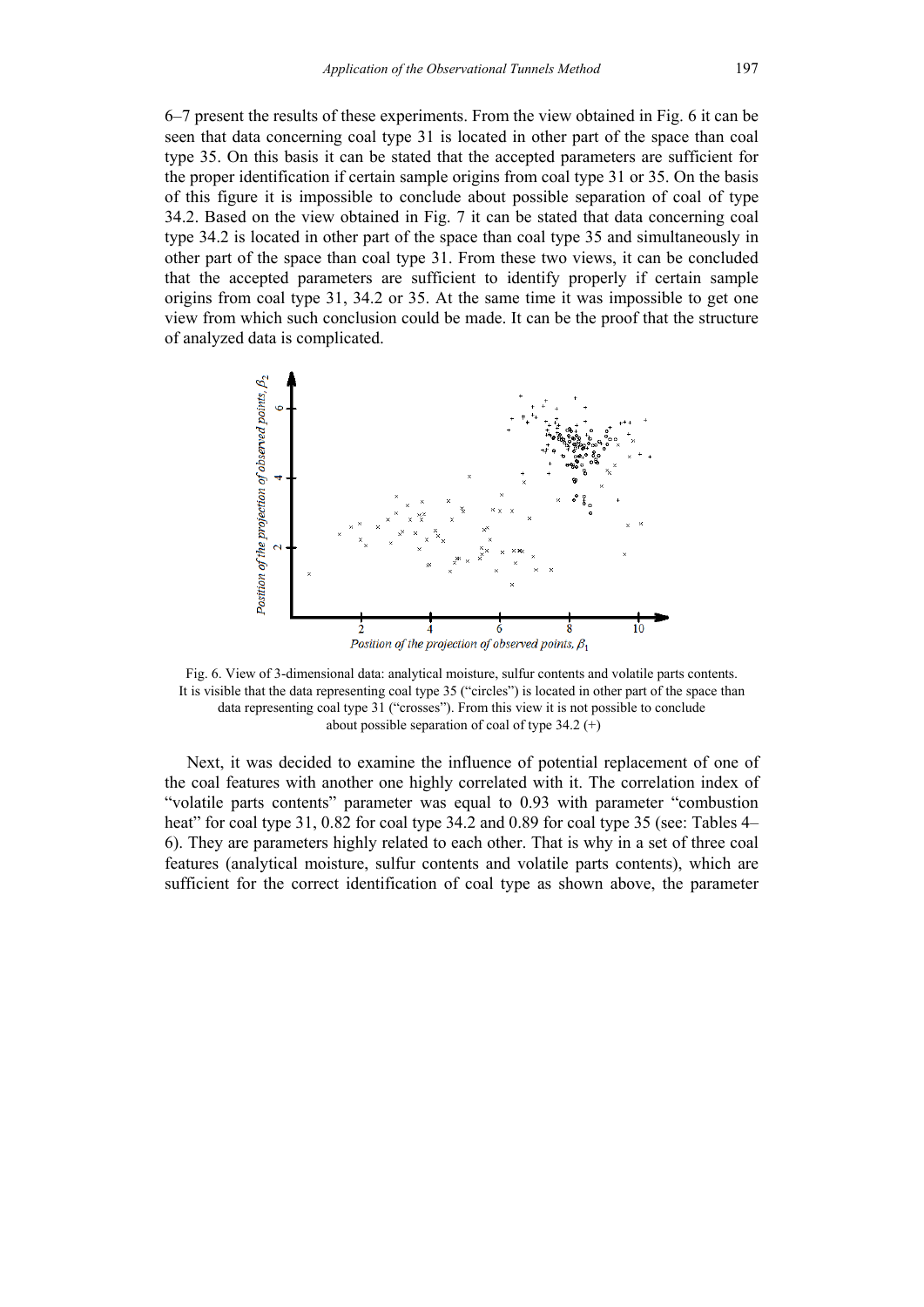6–7 present the results of these experiments. From the view obtained in Fig. 6 it can be seen that data concerning coal type 31 is located in other part of the space than coal type 35. On this basis it can be stated that the accepted parameters are sufficient for the proper identification if certain sample origins from coal type 31 or 35. On the basis of this figure it is impossible to conclude about possible separation of coal of type 34.2. Based on the view obtained in Fig. 7 it can be stated that data concerning coal type 34.2 is located in other part of the space than coal type 35 and simultaneously in other part of the space than coal type 31. From these two views, it can be concluded that the accepted parameters are sufficient to identify properly if certain sample origins from coal type 31, 34.2 or 35. At the same time it was impossible to get one view from which such conclusion could be made. It can be the proof that the structure of analyzed data is complicated.

Fig. 6. View of 3-dimensional data: analytical moisture, sulfur contents and volatile parts contents. It is visible that the data representing coal type 35 ("circles") is located in other part of the space than data representing coal type 31 ("crosses"). From this view it is not possible to conclude about possible separation of coal of type 34.2 (+)

Next, it was decided to examine the influence of potential replacement of one of the coal features with another one highly correlated with it. The correlation index of "volatile parts contents" parameter was equal to 0.93 with parameter "combustion heat" for coal type 31, 0.82 for coal type 34.2 and 0.89 for coal type 35 (see: Tables 4–6). They are parameters highly related to each other. That is why in a set of three coal features (analytical moisture, sulfur contents and volatile parts contents), which are sufficient for the correct identification of coal type as shown above, the parameter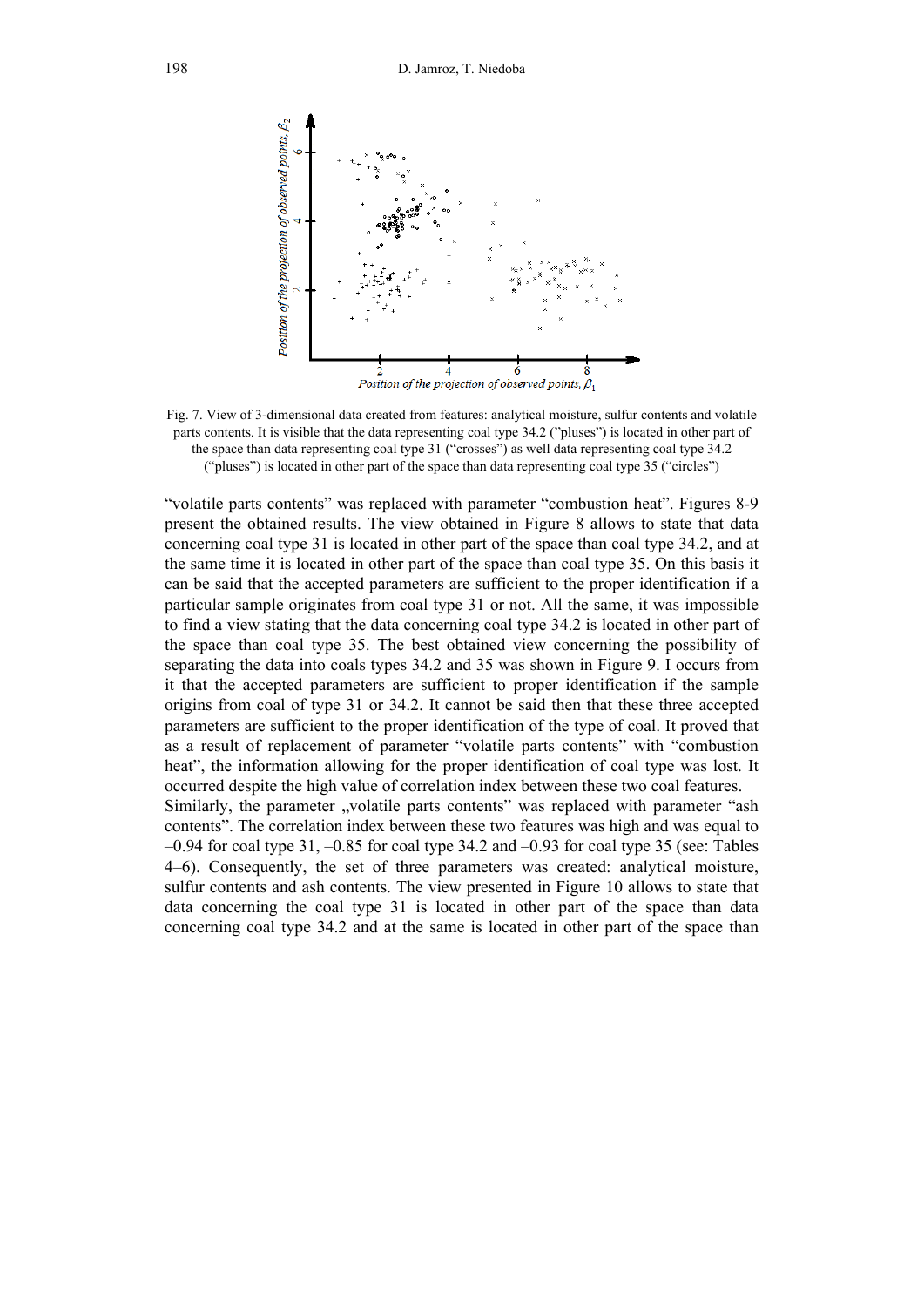Fig. 7. View of 3-dimensional data created from features: analytical moisture, sulfur contents and volatile parts contents. It is visible that the data representing coal type 34.2 ("pluses") is located in other part of the space than data representing coal type 31 ("crosses") as well data representing coal type 34.2 ("pluses") is located in other part of the space than data representing coal type 35 ("circles")

"volatile parts contents" was replaced with parameter "combustion heat". Figures 8-9 present the obtained results. The view obtained in Figure 8 allows to state that data concerning coal type 31 is located in other part of the space than coal type 34.2, and at the same time it is located in other part of the space than coal type 35. On this basis it can be said that the accepted parameters are sufficient to the proper identification if a particular sample originates from coal type 31 or not. All the same, it was impossible to find a view stating that the data concerning coal type 34.2 is located in other part of the space than coal type 35. The best obtained view concerning the possibility of separating the data into coals types 34.2 and 35 was shown in Figure 9. I occurs from it that the accepted parameters are sufficient to proper identification if the sample origins from coal of type 31 or 34.2. It cannot be said then that these three accepted parameters are sufficient to the proper identification of the type of coal. It proved that as a result of replacement of parameter "volatile parts contents" with "combustion heat", the information allowing for the proper identification of coal type was lost. It occurred despite the high value of correlation index between these two coal features.
Similarly, the parameter „volatile parts contents" was replaced with parameter "ash contents". The correlation index between these two features was high and was equal to –0.94 for coal type 31, –0.85 for coal type 34.2 and –0.93 for coal type 35 (see: Tables 4–6). Consequently, the set of three parameters was created: analytical moisture, sulfur contents and ash contents. The view presented in Figure 10 allows to state that data concerning the coal type 31 is located in other part of the space than data concerning coal type 34.2 and at the same is located in other part of the space than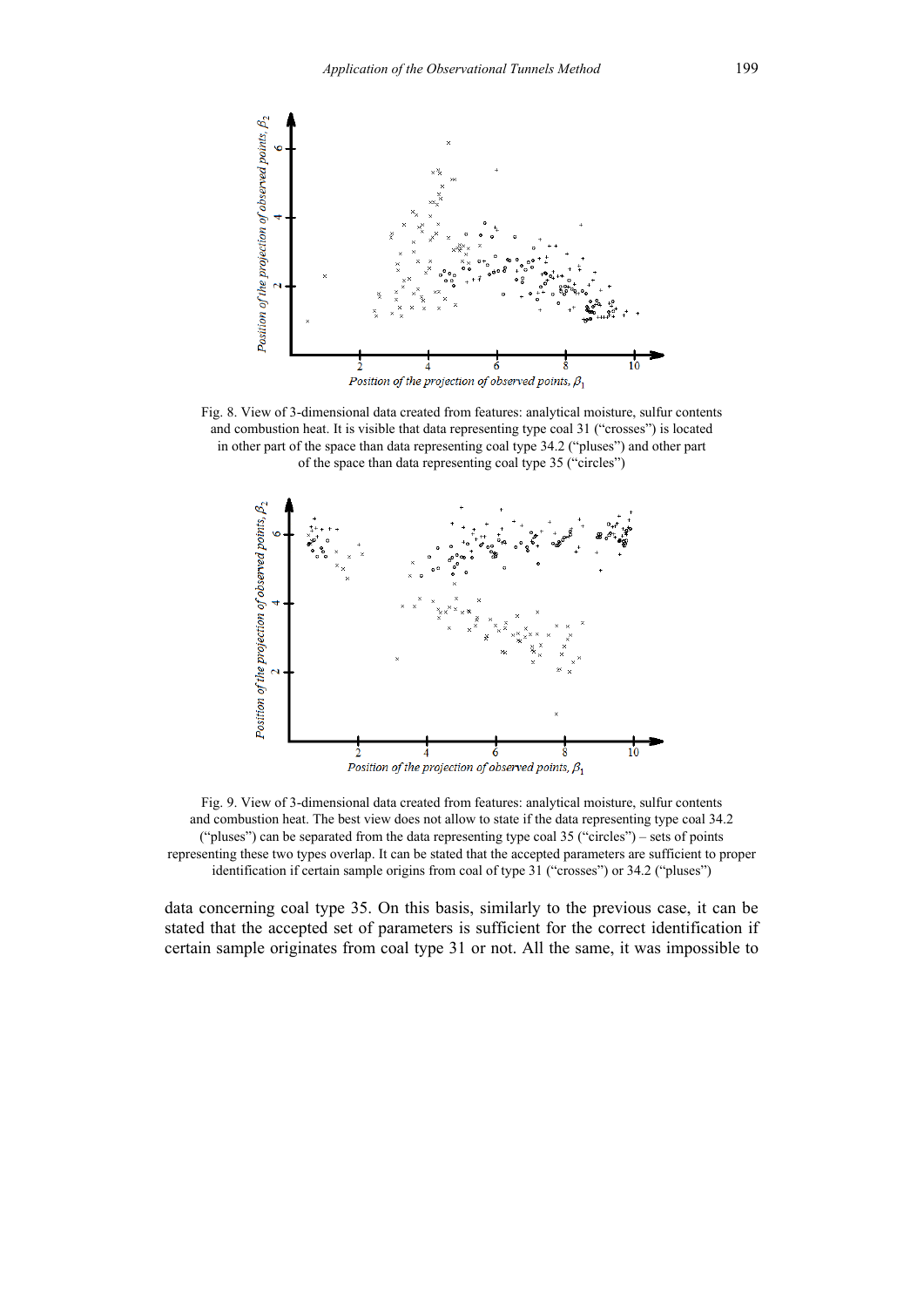Fig. 8. View of 3-dimensional data created from features: analytical moisture, sulfur contents and combustion heat. It is visible that data representing type coal 31 ("crosses") is located in other part of the space than data representing coal type 34.2 ("pluses") and other part of the space than data representing coal type 35 ("circles")

Fig. 9. View of 3-dimensional data created from features: analytical moisture, sulfur contents and combustion heat. The best view does not allow to state if the data representing type coal 34.2 ("pluses") can be separated from the data representing type coal 35 ("circles") – sets of points representing these two types overlap. It can be stated that the accepted parameters are sufficient to proper identification if certain sample origins from coal of type 31 ("crosses") or 34.2 ("pluses")

data concerning coal type 35. On this basis, similarly to the previous case, it can be stated that the accepted set of parameters is sufficient for the correct identification if certain sample originates from coal type 31 or not. All the same, it was impossible to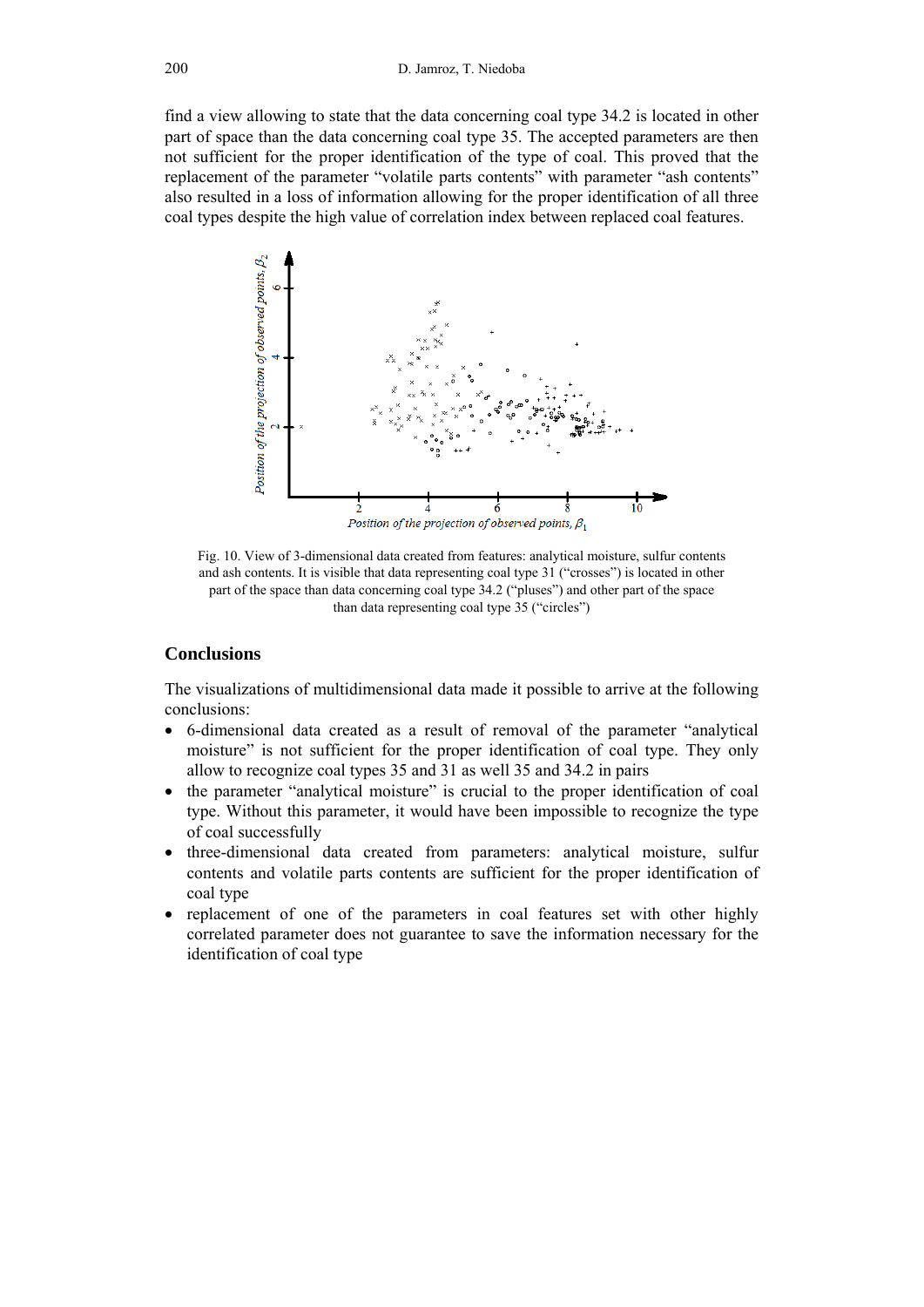find a view allowing to state that the data concerning coal type 34.2 is located in other part of space than the data concerning coal type 35. The accepted parameters are then not sufficient for the proper identification of the type of coal. This proved that the replacement of the parameter “volatile parts contents” with parameter “ash contents” also resulted in a loss of information allowing for the proper identification of all three coal types despite the high value of correlation index between replaced coal features.

Fig. 10. View of 3-dimensional data created from features: analytical moisture, sulfur contents and ash contents. It is visible that data representing coal type 31 (“crosses”) is located in other part of the space than data concerning coal type 34.2 (“pluses”) and other part of the space than data representing coal type 35 (“circles”)

## Conclusions

The visualizations of multidimensional data made it possible to arrive at the following conclusions:

- 6-dimensional data created as a result of removal of the parameter “analytical moisture” is not sufficient for the proper identification of coal type. They only allow to recognize coal types 35 and 31 as well 35 and 34.2 in pairs
- the parameter “analytical moisture” is crucial to the proper identification of coal type. Without this parameter, it would have been impossible to recognize the type of coal successfully
- three-dimensional data created from parameters: analytical moisture, sulfur contents and volatile parts contents are sufficient for the proper identification of coal type
- replacement of one of the parameters in coal features set with other highly correlated parameter does not guarantee to save the information necessary for the identification of coal type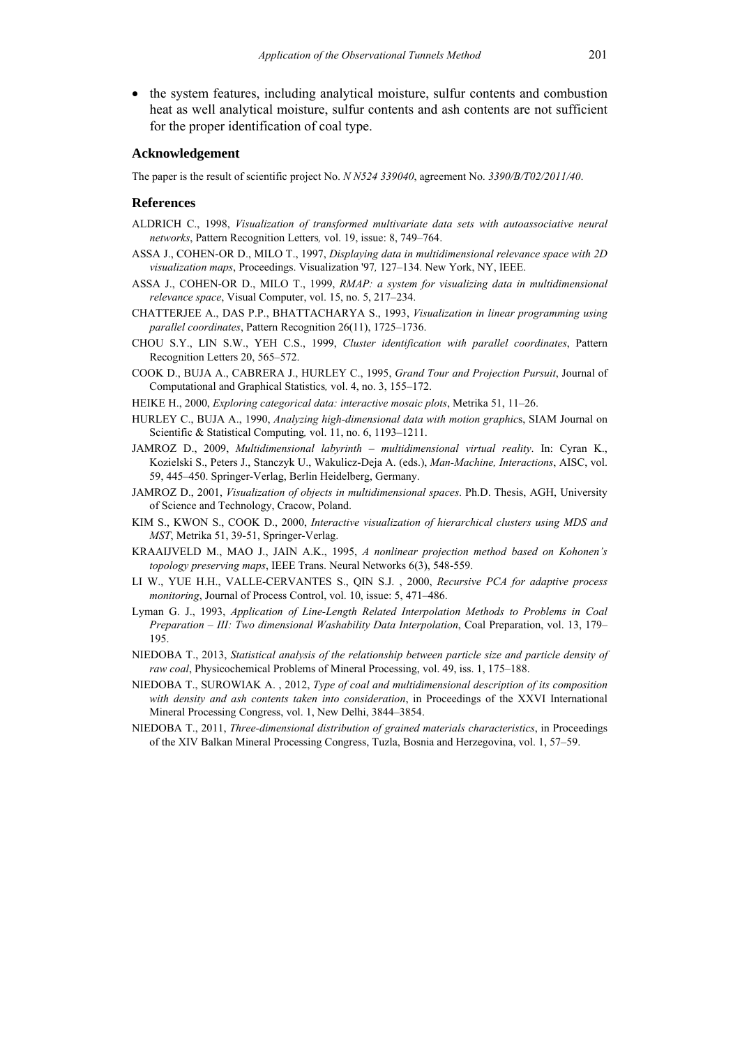- the system features, including analytical moisture, sulfur contents and combustion heat as well analytical moisture, sulfur contents and ash contents are not sufficient for the proper identification of coal type.

## Acknowledgement

The paper is the result of scientific project No. *N N524 339040*, agreement No. *3390/B/T02/2011/40*.

## References

ALDRICH C., 1998, *Visualization of transformed multivariate data sets with autoassociative neural networks*, Pattern Recognition Letters*,* vol. 19, issue: 8, 749–764.

ASSA J., COHEN-OR D., MILO T., 1997, *Displaying data in multidimensional relevance space with 2D visualization maps*, Proceedings. Visualization '97*,* 127–134. New York, NY, IEEE.

ASSA J., COHEN-OR D., MILO T., 1999, *RMAP: a system for visualizing data in multidimensional relevance space*, Visual Computer, vol. 15, no. 5, 217–234.

CHATTERJEE A., DAS P.P., BHATTACHARYA S., 1993, *Visualization in linear programming using parallel coordinates*, Pattern Recognition 26(11), 1725–1736.

CHOU S.Y., LIN S.W., YEH C.S., 1999, *Cluster identification with parallel coordinates*, Pattern Recognition Letters 20, 565–572.

COOK D., BUJA A., CABRERA J., HURLEY C., 1995, *Grand Tour and Projection Pursuit*, Journal of Computational and Graphical Statistics*,* vol. 4, no. 3, 155–172.

HEIKE H., 2000, *Exploring categorical data: interactive mosaic plots*, Metrika 51, 11–26.

HURLEY C., BUJA A., 1990, *Analyzing high-dimensional data with motion graphic*s, SIAM Journal on Scientific & Statistical Computing*,* vol. 11, no. 6, 1193–1211.

JAMROZ D., 2009, *Multidimensional labyrinth – multidimensional virtual reality*. In: Cyran K., Kozielski S., Peters J., Stanczyk U., Wakulicz-Deja A. (eds.), *Man-Machine, Interactions*, AISC, vol. 59, 445–450. Springer-Verlag, Berlin Heidelberg, Germany.

JAMROZ D., 2001, *Visualization of objects in multidimensional spaces*. Ph.D. Thesis, AGH, University of Science and Technology, Cracow, Poland.

KIM S., KWON S., COOK D., 2000, *Interactive visualization of hierarchical clusters using MDS and MST*, Metrika 51, 39-51, Springer-Verlag.

KRAAIJVELD M., MAO J., JAIN A.K., 1995, *A nonlinear projection method based on Kohonen's topology preserving maps*, IEEE Trans. Neural Networks 6(3), 548-559.

LI W., YUE H.H., VALLE-CERVANTES S., QIN S.J. , 2000, *Recursive PCA for adaptive process monitoring*, Journal of Process Control, vol. 10, issue: 5, 471–486.

Lyman G. J., 1993, *Application of Line-Length Related Interpolation Methods to Problems in Coal Preparation – III: Two dimensional Washability Data Interpolation*, Coal Preparation, vol. 13, 179–195.

NIEDOBA T., 2013, *Statistical analysis of the relationship between particle size and particle density of raw coal*, Physicochemical Problems of Mineral Processing, vol. 49, iss. 1, 175–188.

NIEDOBA T., SUROWIAK A. , 2012, *Type of coal and multidimensional description of its composition with density and ash contents taken into consideration*, in Proceedings of the XXVI International Mineral Processing Congress, vol. 1, New Delhi, 3844–3854.

NIEDOBA T., 2011, *Three-dimensional distribution of grained materials characteristics*, in Proceedings of the XIV Balkan Mineral Processing Congress, Tuzla, Bosnia and Herzegovina, vol. 1, 57–59.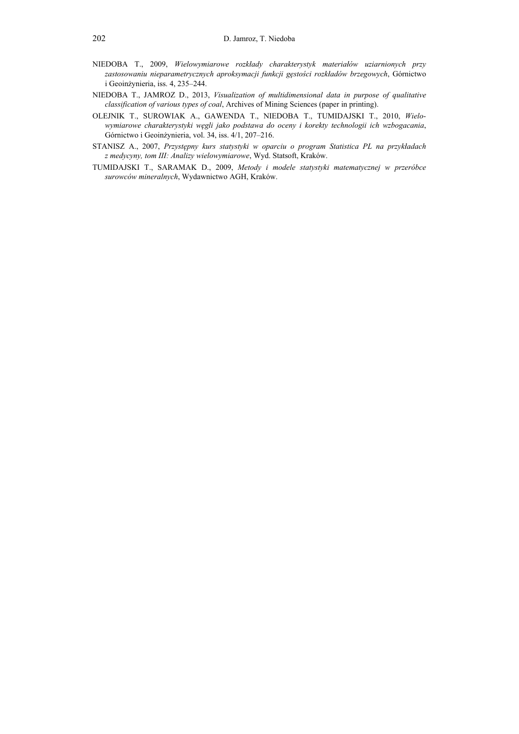NIEDOBA T., 2009, *Wielowymiarowe rozkłady charakterystyk materiałów uziarnionych przy zastosowaniu nieparametrycznych aproksymacji funkcji gęstości rozkładów brzegowych*, Górnictwo i Geoinżynieria, iss. 4, 235–244.

NIEDOBA T., JAMROZ D., 2013, *Visualization of multidimensional data in purpose of qualitative classification of various types of coal*, Archives of Mining Sciences (paper in printing).

OLEJNIK T., SUROWIAK A., GAWENDA T., NIEDOBA T., TUMIDAJSKI T., 2010, *Wielowymiarowe charakterystyki węgli jako podstawa do oceny i korekty technologii ich wzbogacania*, Górnictwo i Geoinżynieria, vol. 34, iss. 4/1, 207–216.

STANISZ A., 2007, *Przystępny kurs statystyki w oparciu o program Statistica PL na przykładach z medycyny, tom III: Analizy wielowymiarowe*, Wyd. Statsoft, Kraków.

TUMIDAJSKI T., SARAMAK D., 2009, *Metody i modele statystyki matematycznej w przeróbce surowców mineralnych*, Wydawnictwo AGH, Kraków.